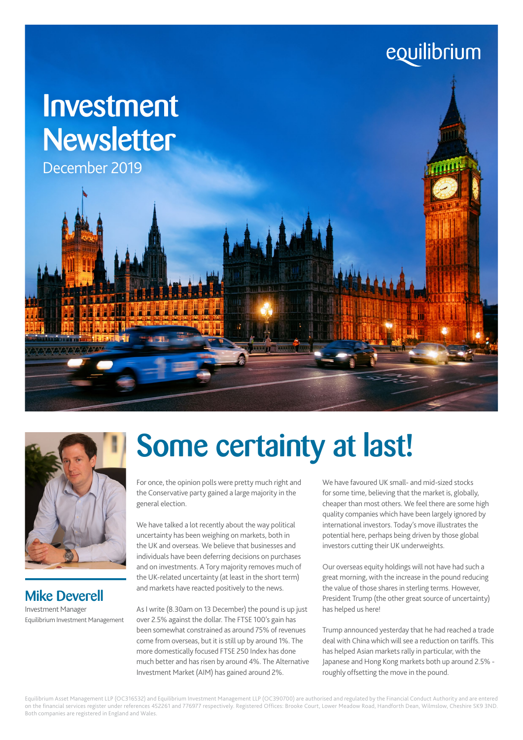equilibrium

# Investment Newsletter

December 2019

**Mike Deverell**
Investment Manager
Equilibrium Investment Management

## Some certainty at last!

For once, the opinion polls were pretty much right and the Conservative party gained a large majority in the general election.

We have talked a lot recently about the way political uncertainty has been weighing on markets, both in the UK and overseas. We believe that businesses and individuals have been deferring decisions on purchases and on investments. A Tory majority removes much of the UK-related uncertainty (at least in the short term) and markets have reacted positively to the news.

As I write (8.30am on 13 December) the pound is up just over 2.5% against the dollar. The FTSE 100's gain has been somewhat constrained as around 75% of revenues come from overseas, but it is still up by around 1%. The more domestically focused FTSE 250 Index has done much better and has risen by around 4%. The Alternative Investment Market (AIM) has gained around 2%.

We have favoured UK small- and mid-sized stocks for some time, believing that the market is, globally, cheaper than most others. We feel there are some high quality companies which have been largely ignored by international investors. Today's move illustrates the potential here, perhaps being driven by those global investors cutting their UK underweights.

Our overseas equity holdings will not have had such a great morning, with the increase in the pound reducing the value of those shares in sterling terms. However, President Trump (the other great source of uncertainty) has helped us here!

Trump announced yesterday that he had reached a trade deal with China which will see a reduction on tariffs. This has helped Asian markets rally in particular, with the Japanese and Hong Kong markets both up around 2.5% - roughly offsetting the move in the pound.

Equilibrium Asset Management LLP (OC316532) and Equilibrium Investment Management LLP (OC390700) are authorised and regulated by the Financial Conduct Authority and are entered on the financial services register under references 452261 and 776977 respectively. Registered Offices: Brooke Court, Lower Meadow Road, Handforth Dean, Wilmslow, Cheshire SK9 3ND. Both companies are registered in England and Wales.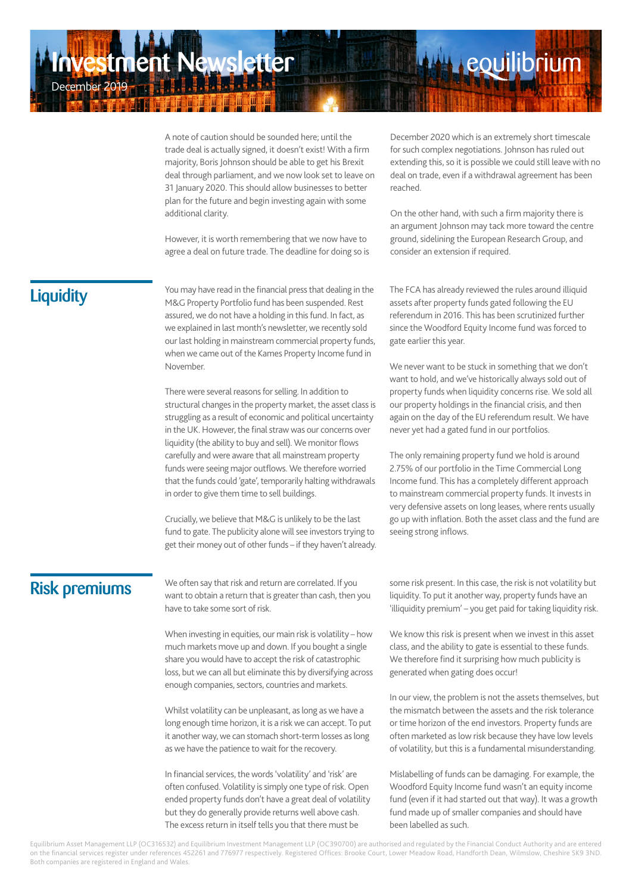A note of caution should be sounded here; until the trade deal is actually signed, it doesn't exist! With a firm majority, Boris Johnson should be able to get his Brexit deal through parliament, and we now look set to leave on 31 January 2020. This should allow businesses to better plan for the future and begin investing again with some additional clarity.

However, it is worth remembering that we now have to agree a deal on future trade. The deadline for doing so is December 2020 which is an extremely short timescale for such complex negotiations. Johnson has ruled out extending this, so it is possible we could still leave with no deal on trade, even if a withdrawal agreement has been reached.

On the other hand, with such a firm majority there is an argument Johnson may tack more toward the centre ground, sidelining the European Research Group, and consider an extension if required.

## Liquidity

You may have read in the financial press that dealing in the M&G Property Portfolio fund has been suspended. Rest assured, we do not have a holding in this fund. In fact, as we explained in last month's newsletter, we recently sold our last holding in mainstream commercial property funds, when we came out of the Kames Property Income fund in November.

There were several reasons for selling. In addition to structural changes in the property market, the asset class is struggling as a result of economic and political uncertainty in the UK. However, the final straw was our concerns over liquidity (the ability to buy and sell). We monitor flows carefully and were aware that all mainstream property funds were seeing major outflows. We therefore worried that the funds could 'gate', temporarily halting withdrawals in order to give them time to sell buildings.

Crucially, we believe that M&G is unlikely to be the last fund to gate. The publicity alone will see investors trying to get their money out of other funds – if they haven't already.

The FCA has already reviewed the rules around illiquid assets after property funds gated following the EU referendum in 2016. This has been scrutinized further since the Woodford Equity Income fund was forced to gate earlier this year.

We never want to be stuck in something that we don't want to hold, and we've historically always sold out of property funds when liquidity concerns rise. We sold all our property holdings in the financial crisis, and then again on the day of the EU referendum result. We have never yet had a gated fund in our portfolios.

The only remaining property fund we hold is around 2.75% of our portfolio in the Time Commercial Long Income fund. This has a completely different approach to mainstream commercial property funds. It invests in very defensive assets on long leases, where rents usually go up with inflation. Both the asset class and the fund are seeing strong inflows.

## Risk premiums

We often say that risk and return are correlated. If you want to obtain a return that is greater than cash, then you have to take some sort of risk.

When investing in equities, our main risk is volatility – how much markets move up and down. If you bought a single share you would have to accept the risk of catastrophic loss, but we can all but eliminate this by diversifying across enough companies, sectors, countries and markets.

Whilst volatility can be unpleasant, as long as we have a long enough time horizon, it is a risk we can accept. To put it another way, we can stomach short-term losses as long as we have the patience to wait for the recovery.

In financial services, the words 'volatility' and 'risk' are often confused. Volatility is simply one type of risk. Open ended property funds don't have a great deal of volatility but they do generally provide returns well above cash. The excess return in itself tells you that there must be some risk present. In this case, the risk is not volatility but liquidity. To put it another way, property funds have an 'illiquidity premium' – you get paid for taking liquidity risk.

We know this risk is present when we invest in this asset class, and the ability to gate is essential to these funds. We therefore find it surprising how much publicity is generated when gating does occur!

In our view, the problem is not the assets themselves, but the mismatch between the assets and the risk tolerance or time horizon of the end investors. Property funds are often marketed as low risk because they have low levels of volatility, but this is a fundamental misunderstanding.

Mislabelling of funds can be damaging. For example, the Woodford Equity Income fund wasn't an equity income fund (even if it had started out that way). It was a growth fund made up of smaller companies and should have been labelled as such.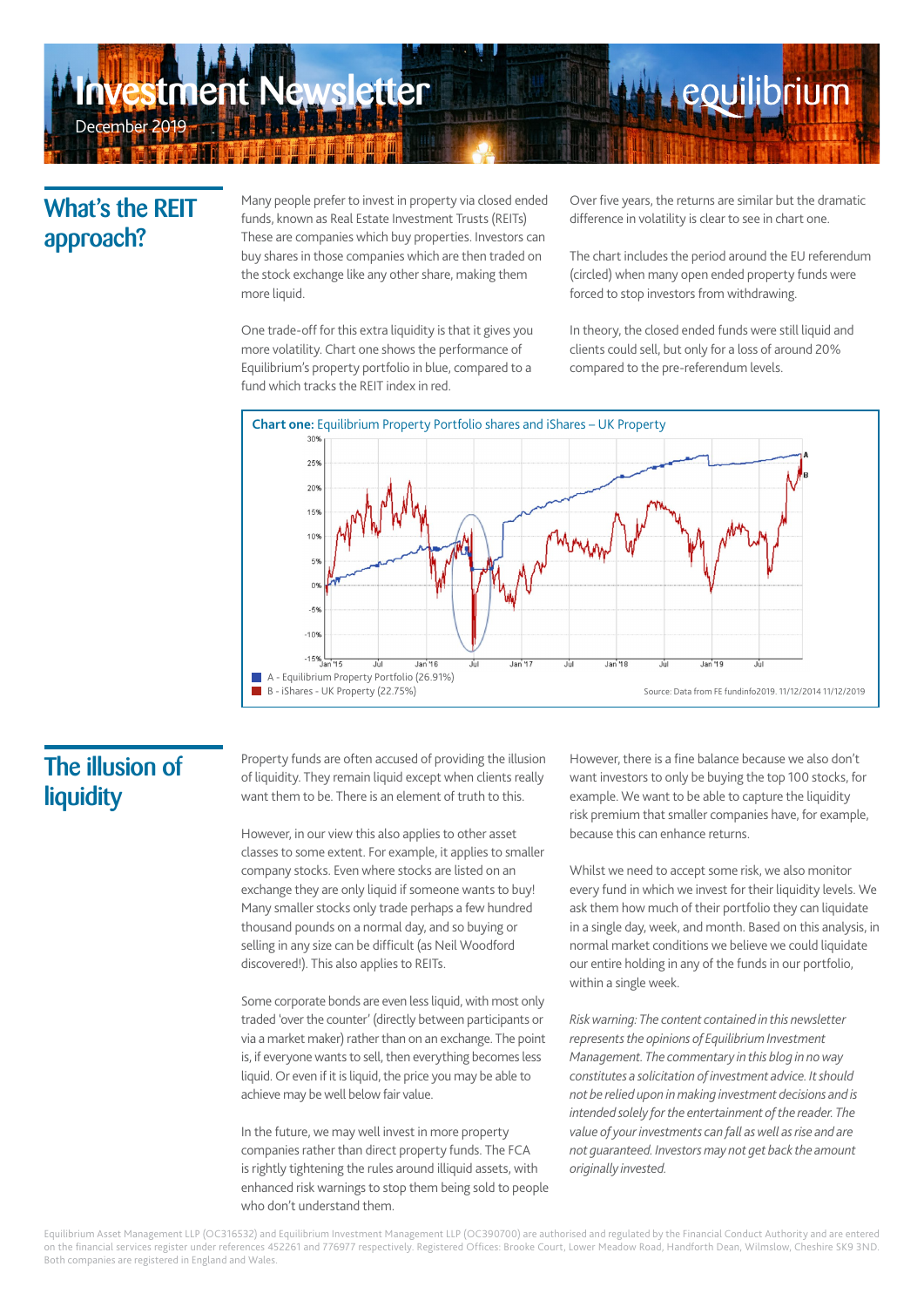# Investment Newsletter

December 2019

## What's the REIT approach?

Many people prefer to invest in property via closed ended funds, known as Real Estate Investment Trusts (REITs) These are companies which buy properties. Investors can buy shares in those companies which are then traded on the stock exchange like any other share, making them more liquid.

One trade-off for this extra liquidity is that it gives you more volatility. Chart one shows the performance of Equilibrium's property portfolio in blue, compared to a fund which tracks the REIT index in red.

Over five years, the returns are similar but the dramatic difference in volatility is clear to see in chart one.

The chart includes the period around the EU referendum (circled) when many open ended property funds were forced to stop investors from withdrawing.

In theory, the closed ended funds were still liquid and clients could sell, but only for a loss of around 20% compared to the pre-referendum levels.

**Chart one:** Equilibrium Property Portfolio shares and iShares – UK Property

A - Equilibrium Property Portfolio (26.91%)
B - iShares - UK Property (22.75%)

Source: Data from FE fundinfo2019. 11/12/2014 11/12/2019

## The illusion of liquidity

Property funds are often accused of providing the illusion of liquidity. They remain liquid except when clients really want them to be. There is an element of truth to this.

However, in our view this also applies to other asset classes to some extent. For example, it applies to smaller company stocks. Even where stocks are listed on an exchange they are only liquid if someone wants to buy! Many smaller stocks only trade perhaps a few hundred thousand pounds on a normal day, and so buying or selling in any size can be difficult (as Neil Woodford discovered!). This also applies to REITs.

Some corporate bonds are even less liquid, with most only traded 'over the counter' (directly between participants or via a market maker) rather than on an exchange. The point is, if everyone wants to sell, then everything becomes less liquid. Or even if it is liquid, the price you may be able to achieve may be well below fair value.

In the future, we may well invest in more property companies rather than direct property funds. The FCA is rightly tightening the rules around illiquid assets, with enhanced risk warnings to stop them being sold to people who don't understand them.

However, there is a fine balance because we also don't want investors to only be buying the top 100 stocks, for example. We want to be able to capture the liquidity risk premium that smaller companies have, for example, because this can enhance returns.

Whilst we need to accept some risk, we also monitor every fund in which we invest for their liquidity levels. We ask them how much of their portfolio they can liquidate in a single day, week, and month. Based on this analysis, in normal market conditions we believe we could liquidate our entire holding in any of the funds in our portfolio, within a single week.

*Risk warning: The content contained in this newsletter represents the opinions of Equilibrium Investment Management. The commentary in this blog in no way constitutes a solicitation of investment advice. It should not be relied upon in making investment decisions and is intended solely for the entertainment of the reader. The value of your investments can fall as well as rise and are not guaranteed. Investors may not get back the amount originally invested.*

Equilibrium Asset Management LLP (OC316532) and Equilibrium Investment Management LLP (OC390700) are authorised and regulated by the Financial Conduct Authority and are entered on the financial services register under references 452261 and 776977 respectively. Registered Offices: Brooke Court, Lower Meadow Road, Handforth Dean, Wilmslow, Cheshire SK9 3ND. Both companies are registered in England and Wales.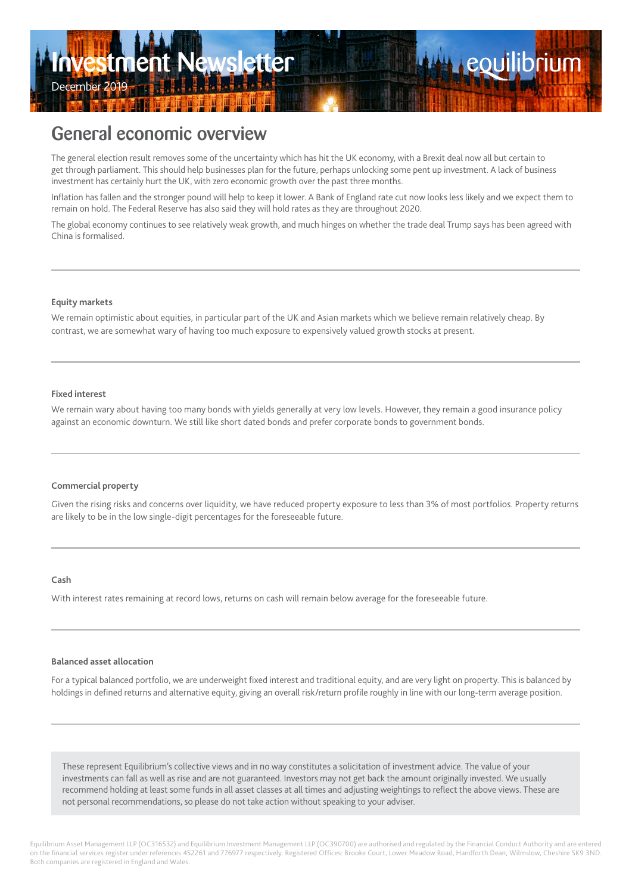# Investment Newsletter

December 2019

equilibrium

## General economic overview

The general election result removes some of the uncertainty which has hit the UK economy, with a Brexit deal now all but certain to get through parliament. This should help businesses plan for the future, perhaps unlocking some pent up investment. A lack of business investment has certainly hurt the UK, with zero economic growth over the past three months.

Inflation has fallen and the stronger pound will help to keep it lower. A Bank of England rate cut now looks less likely and we expect them to remain on hold. The Federal Reserve has also said they will hold rates as they are throughout 2020.

The global economy continues to see relatively weak growth, and much hinges on whether the trade deal Trump says has been agreed with China is formalised.

### Equity markets

We remain optimistic about equities, in particular part of the UK and Asian markets which we believe remain relatively cheap. By contrast, we are somewhat wary of having too much exposure to expensively valued growth stocks at present.

### Fixed interest

We remain wary about having too many bonds with yields generally at very low levels. However, they remain a good insurance policy against an economic downturn. We still like short dated bonds and prefer corporate bonds to government bonds.

### Commercial property

Given the rising risks and concerns over liquidity, we have reduced property exposure to less than 3% of most portfolios. Property returns are likely to be in the low single-digit percentages for the foreseeable future.

### Cash

With interest rates remaining at record lows, returns on cash will remain below average for the foreseeable future.

### Balanced asset allocation

For a typical balanced portfolio, we are underweight fixed interest and traditional equity, and are very light on property. This is balanced by holdings in defined returns and alternative equity, giving an overall risk/return profile roughly in line with our long-term average position.

These represent Equilibrium's collective views and in no way constitutes a solicitation of investment advice. The value of your investments can fall as well as rise and are not guaranteed. Investors may not get back the amount originally invested. We usually recommend holding at least some funds in all asset classes at all times and adjusting weightings to reflect the above views. These are not personal recommendations, so please do not take action without speaking to your adviser.

Equilibrium Asset Management LLP (OC316532) and Equilibrium Investment Management LLP (OC390700) are authorised and regulated by the Financial Conduct Authority and are entered on the financial services register under references 452261 and 776977 respectively. Registered Offices: Brooke Court, Lower Meadow Road, Handforth Dean, Wilmslow, Cheshire SK9 3ND. Both companies are registered in England and Wales.